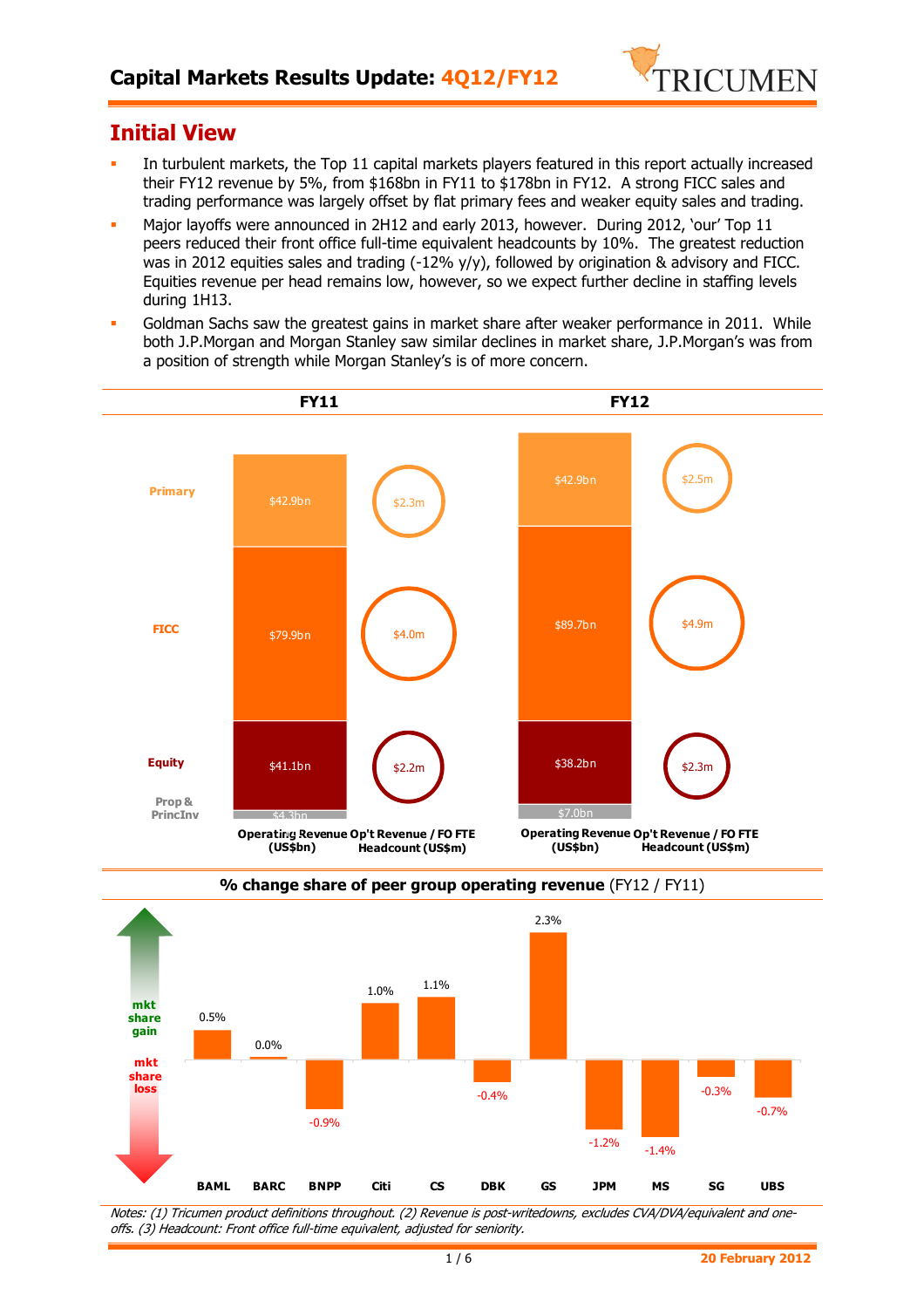# Capital Markets Results Update: 4Q12/FY12

## Initial View

- In turbulent markets, the Top 11 capital markets players featured in this report actually increased their FY12 revenue by 5%, from $168bn in FY11 to $178bn in FY12. A strong FICC sales and trading performance was largely offset by flat primary fees and weaker equity sales and trading.
- Major layoffs were announced in 2H12 and early 2013, however. During 2012, 'our' Top 11 peers reduced their front office full-time equivalent headcounts by 10%. The greatest reduction was in 2012 equities sales and trading (-12% y/y), followed by origination & advisory and FICC. Equities revenue per head remains low, however, so we expect further decline in staffing levels during 1H13.
- Goldman Sachs saw the greatest gains in market share after weaker performance in 2011. While both J.P.Morgan and Morgan Stanley saw similar declines in market share, J.P.Morgan's was from a position of strength while Morgan Stanley's is of more concern.

| | FY11 Operating Revenue (US$bn) | FY11 Op't Revenue / FO FTE Headcount (US$m) | FY12 Operating Revenue (US$bn) | FY12 Op't Revenue / FO FTE Headcount (US$m) |
|---|---|---|---|---|
| Primary | $42.9bn | $2.3m | $42.9bn | $2.5m |
| FICC | $79.9bn | $4.0m | $89.7bn | $4.9m |
| Equity | $41.1bn | $2.2m | $38.2bn | $2.3m |
| Prop & PrincInv | $4.3bn | | $7.0bn | |

**% change share of peer group operating revenue** (FY12 / FY11)

| BAML | BARC | BNPP | Citi | CS | DBK | GS | JPM | MS | SG | UBS |
|---|---|---|---|---|---|---|---|---|---|---|
| 0.5% | 0.0% | -0.9% | 1.0% | 1.1% | -0.4% | 2.3% | -1.2% | -1.4% | -0.3% | -0.7% |

*Notes: (1) Tricumen product definitions throughout. (2) Revenue is post-writedowns, excludes CVA/DVA/equivalent and one-offs. (3) Headcount: Front office full-time equivalent, adjusted for seniority.*

20 February 2012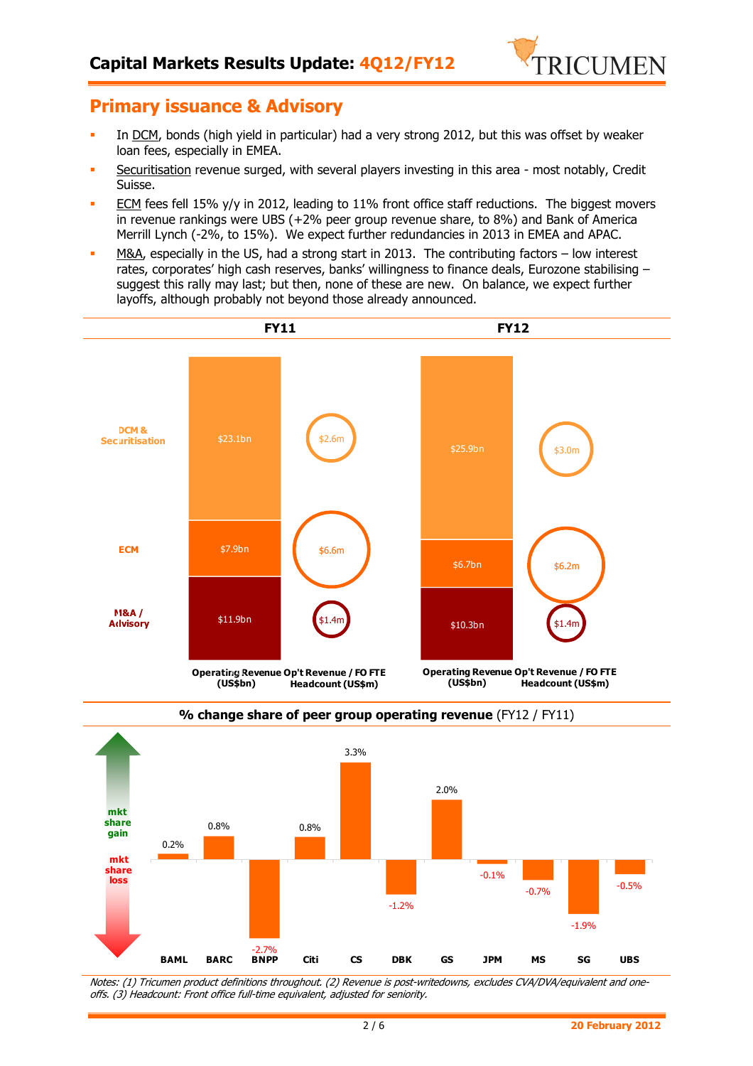## Primary issuance & Advisory

- In DCM, bonds (high yield in particular) had a very strong 2012, but this was offset by weaker loan fees, especially in EMEA.
- Securitisation revenue surged, with several players investing in this area - most notably, Credit Suisse.
- ECM fees fell 15% y/y in 2012, leading to 11% front office staff reductions. The biggest movers in revenue rankings were UBS (+2% peer group revenue share, to 8%) and Bank of America Merrill Lynch (-2%, to 15%). We expect further redundancies in 2013 in EMEA and APAC.
- M&A, especially in the US, had a strong start in 2013. The contributing factors – low interest rates, corporates' high cash reserves, banks' willingness to finance deals, Eurozone stabilising – suggest this rally may last; but then, none of these are new. On balance, we expect further layoffs, although probably not beyond those already announced.

| | FY11 Operating Revenue (US$bn) | FY11 Op't Revenue / FO FTE Headcount (US$m) | FY12 Operating Revenue (US$bn) | FY12 Op't Revenue / FO FTE Headcount (US$m) |
|---|---|---|---|---|
| DCM & Securitisation | $23.1bn | $2.6m | $25.9bn | $3.0m |
| ECM | $7.9bn | $6.6m | $6.7bn | $6.2m |
| M&A / Advisory | $11.9bn | $1.4m | $10.3bn | $1.4m |

**% change share of peer group operating revenue** (FY12 / FY11)

| BAML | BARC | BNPP | Citi | CS | DBK | GS | JPM | MS | SG | UBS |
|---|---|---|---|---|---|---|---|---|---|---|
| 0.2% | 0.8% | -2.7% | 0.8% | 3.3% | -1.2% | 2.0% | -0.1% | -0.7% | -1.9% | -0.5% |

*Notes: (1) Tricumen product definitions throughout. (2) Revenue is post-writedowns, excludes CVA/DVA/equivalent and one-offs. (3) Headcount: Front office full-time equivalent, adjusted for seniority.*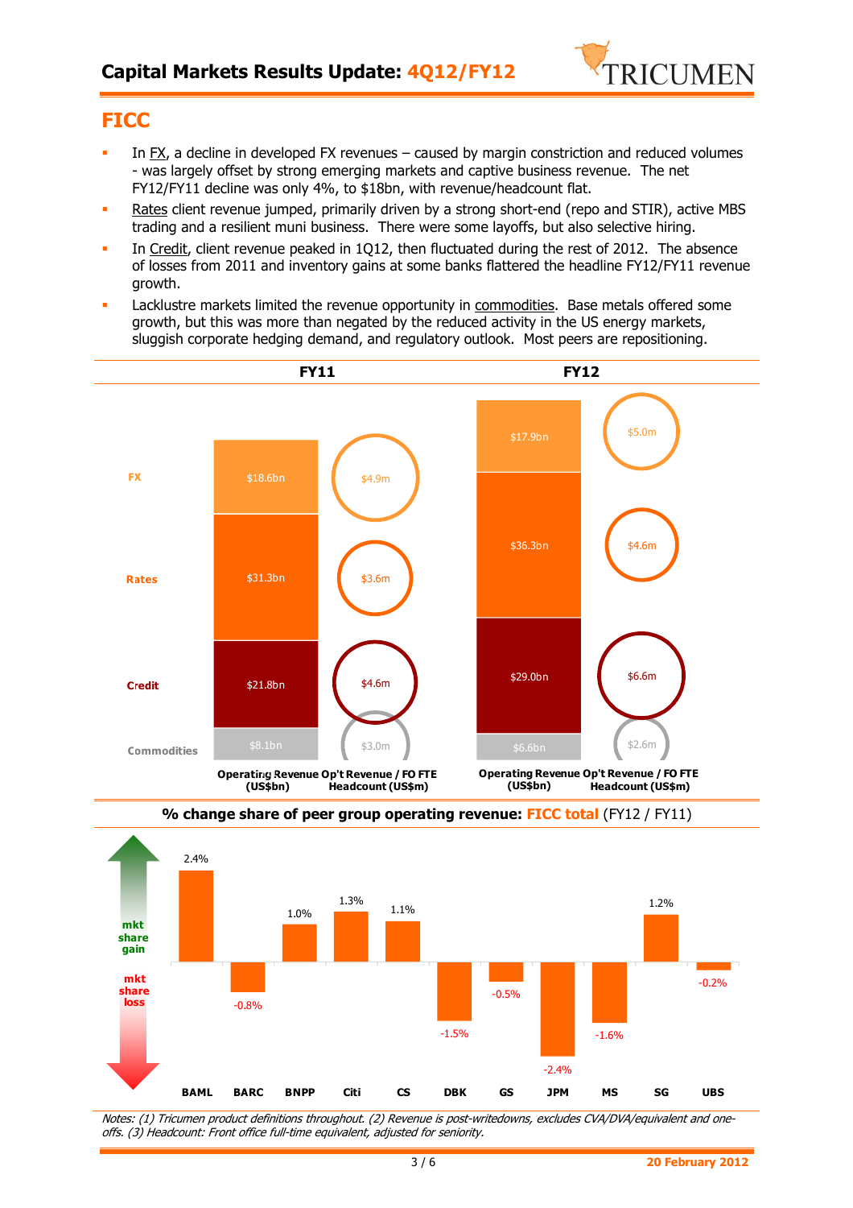## FICC

- In FX, a decline in developed FX revenues – caused by margin constriction and reduced volumes - was largely offset by strong emerging markets and captive business revenue. The net FY12/FY11 decline was only 4%, to $18bn, with revenue/headcount flat.
- Rates client revenue jumped, primarily driven by a strong short-end (repo and STIR), active MBS trading and a resilient muni business. There were some layoffs, but also selective hiring.
- In Credit, client revenue peaked in 1Q12, then fluctuated during the rest of 2012. The absence of losses from 2011 and inventory gains at some banks flattered the headline FY12/FY11 revenue growth.
- Lacklustre markets limited the revenue opportunity in commodities. Base metals offered some growth, but this was more than negated by the reduced activity in the US energy markets, sluggish corporate hedging demand, and regulatory outlook. Most peers are repositioning.

| | FY11 | | FY12 | |
|---|---|---|---|---|
| | Operating Revenue (US$bn) | Op't Revenue / FO FTE Headcount (US$m) | Operating Revenue (US$bn) | Op't Revenue / FO FTE Headcount (US$m) |
| FX | $18.6bn | $4.9m | $17.9bn | $5.0m |
| Rates | $31.3bn | $3.6m | $36.3bn | $4.6m |
| Credit | $21.8bn | $4.6m | $29.0bn | $6.6m |
| Commodities | $8.1bn | $3.0m | $6.6bn | $2.6m |

**% change share of peer group operating revenue: FICC total (FY12 / FY11)**

| BAML | BARC | BNPP | Citi | CS | DBK | GS | JPM | MS | SG | UBS |
|---|---|---|---|---|---|---|---|---|---|---|
| 2.4% | -0.8% | 1.0% | 1.3% | 1.1% | -1.5% | -0.5% | -2.4% | -1.6% | 1.2% | -0.2% |

*Notes: (1) Tricumen product definitions throughout. (2) Revenue is post-writedowns, excludes CVA/DVA/equivalent and one-offs. (3) Headcount: Front office full-time equivalent, adjusted for seniority.*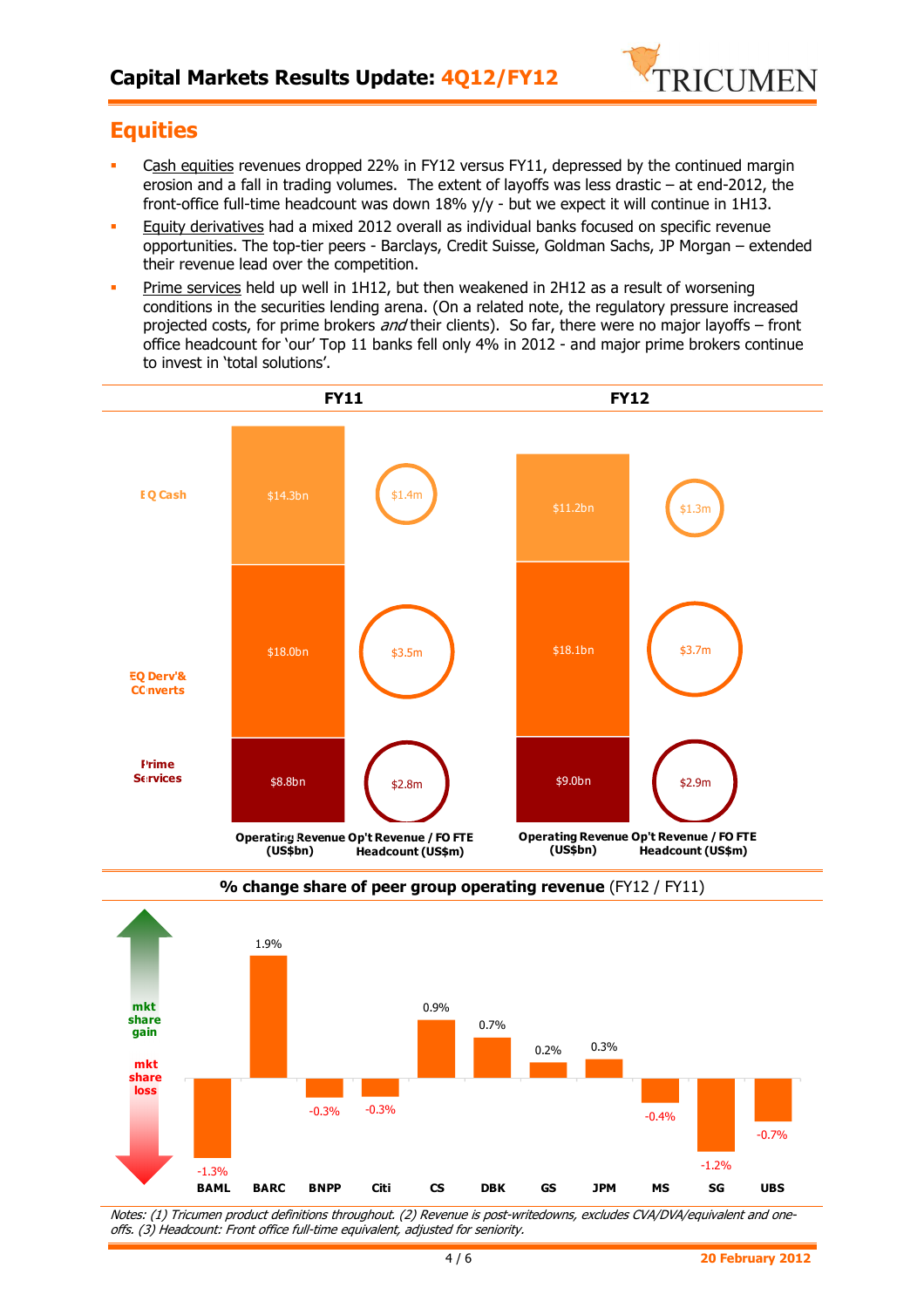## Equities

- Cash equities revenues dropped 22% in FY12 versus FY11, depressed by the continued margin erosion and a fall in trading volumes. The extent of layoffs was less drastic – at end-2012, the front-office full-time headcount was down 18% y/y - but we expect it will continue in 1H13.
- Equity derivatives had a mixed 2012 overall as individual banks focused on specific revenue opportunities. The top-tier peers - Barclays, Credit Suisse, Goldman Sachs, JP Morgan – extended their revenue lead over the competition.
- Prime services held up well in 1H12, but then weakened in 2H12 as a result of worsening conditions in the securities lending arena. (On a related note, the regulatory pressure increased projected costs, for prime brokers *and* their clients). So far, there were no major layoffs – front office headcount for 'our' Top 11 banks fell only 4% in 2012 - and major prime brokers continue to invest in 'total solutions'.

| | FY11 Operating Revenue (US$bn) | FY11 Op't Revenue / FO FTE Headcount (US$m) | FY12 Operating Revenue (US$bn) | FY12 Op't Revenue / FO FTE Headcount (US$m) |
|---|---|---|---|---|
| EQ Cash | $14.3bn | $1.4m | $11.2bn | $1.3m |
| EQ Derv'& Converts | $18.0bn | $3.5m | $18.1bn | $3.7m |
| Prime Services | $8.8bn | $2.8m | $9.0bn | $2.9m |

**% change share of peer group operating revenue** (FY12 / FY11)

| BAML | BARC | BNPP | Citi | CS | DBK | GS | JPM | MS | SG | UBS |
|---|---|---|---|---|---|---|---|---|---|---|
| -1.3% | 1.9% | -0.3% | -0.3% | 0.9% | 0.7% | 0.2% | 0.3% | -0.4% | -1.2% | -0.7% |

*Notes: (1) Tricumen product definitions throughout. (2) Revenue is post-writedowns, excludes CVA/DVA/equivalent and one-offs. (3) Headcount: Front office full-time equivalent, adjusted for seniority.*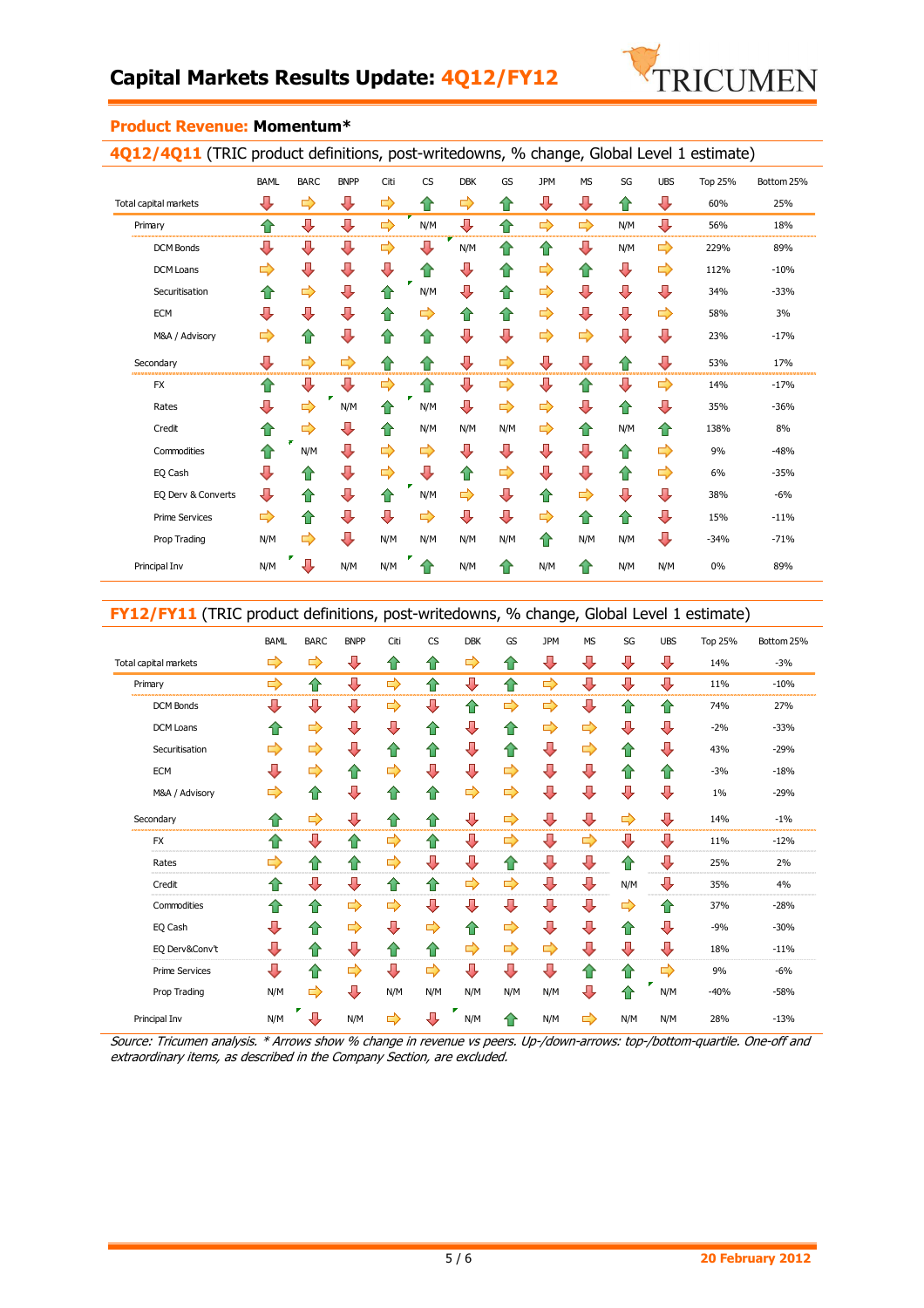# Capital Markets Results Update: 4Q12/FY12

## Product Revenue: Momentum*

### 4Q12/4Q11 (TRIC product definitions, post-writedowns, % change, Global Level 1 estimate)

| | BAML | BARC | BNPP | Citi | CS | DBK | GS | JPM | MS | SG | UBS | Top 25% | Bottom 25% |
|---|---|---|---|---|---|---|---|---|---|---|---|---|---|
| Total capital markets | ↓ | → | ↓ | → | ↑ | → | ↑ | ↓ | ↓ | ↑ | ↓ | 60% | 25% |
| Primary | ↑ | ↓ | ↓ | → | N/M | ↓ | ↑ | → | → | N/M | ↓ | 56% | 18% |
| DCM Bonds | ↓ | ↓ | ↓ | → | ↓ | N/M | ↑ | ↑ | ↓ | N/M | → | 229% | 89% |
| DCM Loans | → | ↓ | ↓ | ↓ | ↑ | ↓ | ↑ | → | ↑ | ↓ | → | 112% | -10% |
| Securitisation | ↑ | → | ↓ | ↑ | N/M | ↓ | ↑ | → | ↓ | ↓ | ↓ | 34% | -33% |
| ECM | ↓ | ↓ | ↓ | ↑ | → | ↑ | ↑ | → | ↓ | ↓ | → | 58% | 3% |
| M&A / Advisory | → | ↑ | ↓ | ↑ | ↑ | ↓ | ↓ | → | → | ↓ | ↓ | 23% | -17% |
| Secondary | ↓ | → | → | ↑ | ↑ | ↓ | → | ↓ | ↓ | ↑ | ↓ | 53% | 17% |
| FX | ↑ | ↓ | ↓ | → | ↑ | ↓ | → | ↓ | ↑ | ↓ | → | 14% | -17% |
| Rates | ↓ | → | N/M | ↑ | N/M | ↓ | → | → | ↓ | ↑ | ↓ | 35% | -36% |
| Credit | ↑ | → | ↓ | ↑ | N/M | N/M | N/M | → | ↑ | N/M | ↑ | 138% | 8% |
| Commodities | ↑ | N/M | ↓ | → | → | ↓ | ↓ | ↓ | ↓ | ↑ | → | 9% | -48% |
| EQ Cash | ↓ | ↑ | ↓ | → | ↓ | ↑ | → | ↓ | ↓ | ↑ | → | 6% | -35% |
| EQ Derv & Converts | ↓ | ↑ | ↓ | ↑ | N/M | → | ↓ | ↑ | → | ↓ | ↓ | 38% | -6% |
| Prime Services | → | ↑ | ↓ | ↓ | → | ↓ | ↓ | → | ↑ | ↑ | ↓ | 15% | -11% |
| Prop Trading | N/M | → | ↓ | N/M | N/M | N/M | N/M | ↑ | N/M | N/M | ↓ | -34% | -71% |
| Principal Inv | N/M | ↓ | N/M | N/M | ↑ | N/M | ↑ | N/M | ↑ | N/M | N/M | 0% | 89% |

### FY12/FY11 (TRIC product definitions, post-writedowns, % change, Global Level 1 estimate)

| | BAML | BARC | BNPP | Citi | CS | DBK | GS | JPM | MS | SG | UBS | Top 25% | Bottom 25% |
|---|---|---|---|---|---|---|---|---|---|---|---|---|---|
| Total capital markets | → | → | ↓ | ↑ | ↑ | → | ↑ | ↓ | ↓ | ↓ | ↓ | 14% | -3% |
| Primary | → | ↑ | ↓ | → | ↑ | ↓ | ↑ | → | ↓ | ↓ | ↓ | 11% | -10% |
| DCM Bonds | ↓ | ↓ | ↓ | → | ↓ | ↑ | → | → | ↓ | ↑ | ↑ | 74% | 27% |
| DCM Loans | ↑ | → | ↓ | ↓ | ↑ | ↓ | ↑ | → | → | ↓ | ↓ | -2% | -33% |
| Securitisation | → | → | ↓ | ↑ | ↑ | ↓ | ↑ | ↓ | → | ↑ | ↓ | 43% | -29% |
| ECM | ↓ | → | ↑ | → | ↓ | ↓ | → | ↓ | ↓ | ↑ | ↑ | -3% | -18% |
| M&A / Advisory | → | ↑ | ↓ | ↑ | ↑ | → | → | ↓ | ↓ | ↓ | ↓ | 1% | -29% |
| Secondary | ↑ | → | ↓ | ↑ | ↑ | ↓ | → | ↓ | ↓ | → | ↓ | 14% | -1% |
| FX | ↑ | ↓ | ↑ | → | ↑ | ↓ | → | ↓ | → | ↓ | ↓ | 11% | -12% |
| Rates | → | ↑ | ↑ | → | ↓ | ↓ | ↑ | ↓ | ↓ | ↑ | ↓ | 25% | 2% |
| Credit | ↑ | ↓ | ↓ | ↑ | ↑ | ↓ | → | ↓ | ↓ | N/M | ↓ | 35% | 4% |
| Commodities | ↑ | ↑ | → | → | ↓ | ↓ | ↓ | ↓ | ↓ | → | ↑ | 37% | -28% |
| EQ Cash | ↓ | ↑ | → | ↓ | → | ↑ | → | ↓ | ↓ | ↑ | ↓ | -9% | -30% |
| EQ Derv&Conv't | ↓ | ↑ | ↓ | ↑ | ↑ | → | → | → | ↓ | ↓ | ↓ | 18% | -11% |
| Prime Services | ↓ | ↑ | → | ↓ | → | ↓ | ↓ | ↓ | ↑ | ↑ | → | 9% | -6% |
| Prop Trading | N/M | → | ↓ | N/M | N/M | N/M | N/M | N/M | ↓ | ↑ | N/M | -40% | -58% |
| Principal Inv | N/M | ↓ | N/M | → | ↓ | N/M | ↑ | N/M | → | N/M | N/M | 28% | -13% |

*Source: Tricumen analysis. * Arrows show % change in revenue vs peers. Up-/down-arrows: top-/bottom-quartile. One-off and extraordinary items, as described in the Company Section, are excluded.*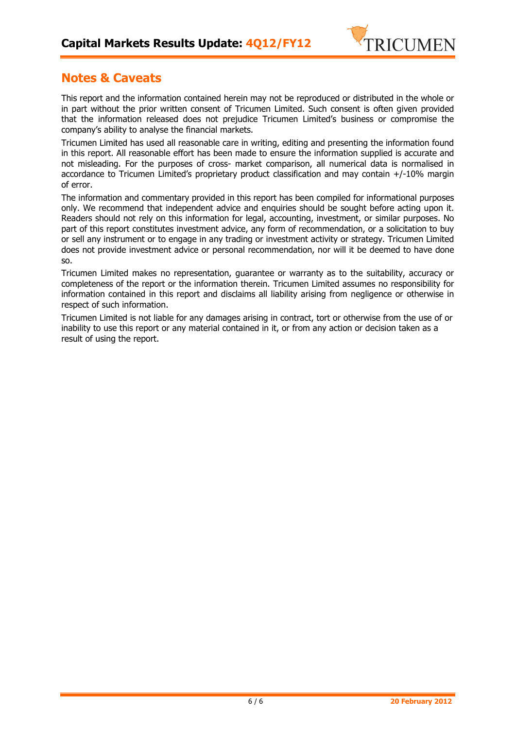## Notes & Caveats

This report and the information contained herein may not be reproduced or distributed in the whole or in part without the prior written consent of Tricumen Limited. Such consent is often given provided that the information released does not prejudice Tricumen Limited's business or compromise the company's ability to analyse the financial markets.

Tricumen Limited has used all reasonable care in writing, editing and presenting the information found in this report. All reasonable effort has been made to ensure the information supplied is accurate and not misleading. For the purposes of cross- market comparison, all numerical data is normalised in accordance to Tricumen Limited's proprietary product classification and may contain +/-10% margin of error.

The information and commentary provided in this report has been compiled for informational purposes only. We recommend that independent advice and enquiries should be sought before acting upon it. Readers should not rely on this information for legal, accounting, investment, or similar purposes. No part of this report constitutes investment advice, any form of recommendation, or a solicitation to buy or sell any instrument or to engage in any trading or investment activity or strategy. Tricumen Limited does not provide investment advice or personal recommendation, nor will it be deemed to have done so.

Tricumen Limited makes no representation, guarantee or warranty as to the suitability, accuracy or completeness of the report or the information therein. Tricumen Limited assumes no responsibility for information contained in this report and disclaims all liability arising from negligence or otherwise in respect of such information.

Tricumen Limited is not liable for any damages arising in contract, tort or otherwise from the use of or inability to use this report or any material contained in it, or from any action or decision taken as a result of using the report.